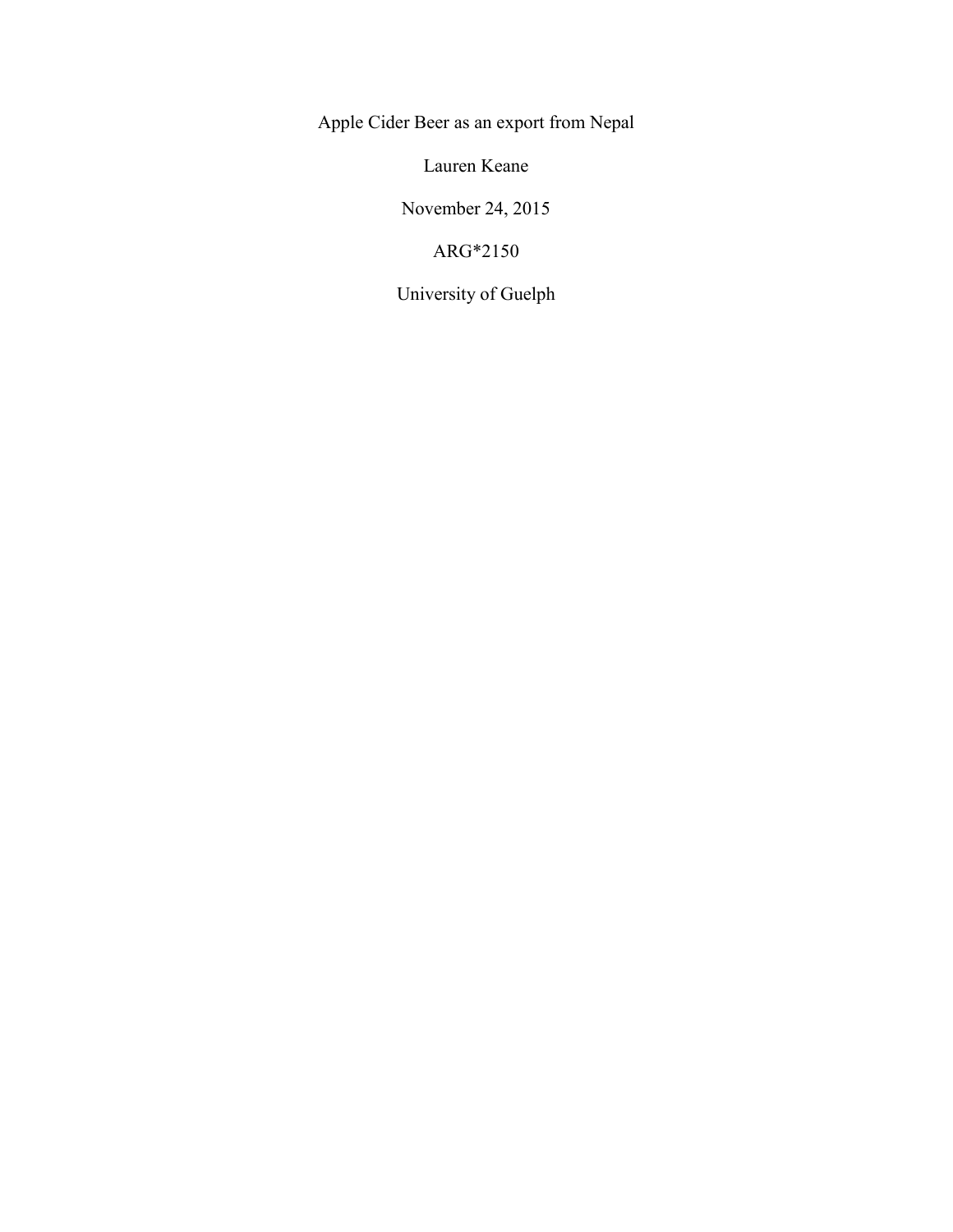# Apple Cider Beer as an export from Nepal

Lauren Keane

November 24, 2015

ARG*2150

University of Guelph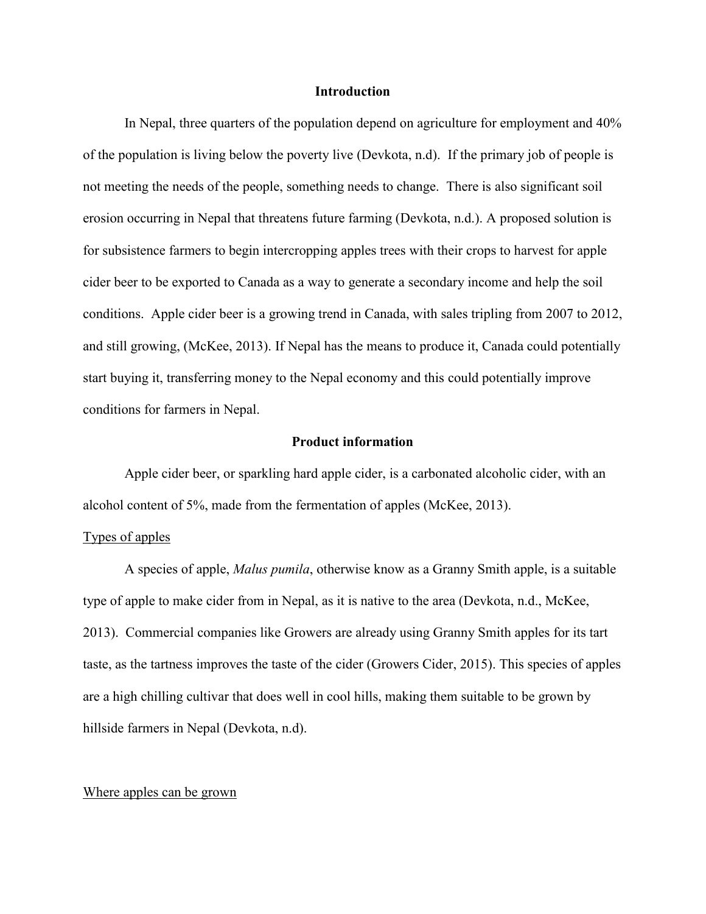## Introduction

In Nepal, three quarters of the population depend on agriculture for employment and 40% of the population is living below the poverty live (Devkota, n.d). If the primary job of people is not meeting the needs of the people, something needs to change. There is also significant soil erosion occurring in Nepal that threatens future farming (Devkota, n.d.). A proposed solution is for subsistence farmers to begin intercropping apples trees with their crops to harvest for apple cider beer to be exported to Canada as a way to generate a secondary income and help the soil conditions. Apple cider beer is a growing trend in Canada, with sales tripling from 2007 to 2012, and still growing, (McKee, 2013). If Nepal has the means to produce it, Canada could potentially start buying it, transferring money to the Nepal economy and this could potentially improve conditions for farmers in Nepal.

## Product information

Apple cider beer, or sparkling hard apple cider, is a carbonated alcoholic cider, with an alcohol content of 5%, made from the fermentation of apples (McKee, 2013).

### Types of apples

A species of apple, *Malus pumila*, otherwise know as a Granny Smith apple, is a suitable type of apple to make cider from in Nepal, as it is native to the area (Devkota, n.d., McKee, 2013). Commercial companies like Growers are already using Granny Smith apples for its tart taste, as the tartness improves the taste of the cider (Growers Cider, 2015). This species of apples are a high chilling cultivar that does well in cool hills, making them suitable to be grown by hillside farmers in Nepal (Devkota, n.d).

### Where apples can be grown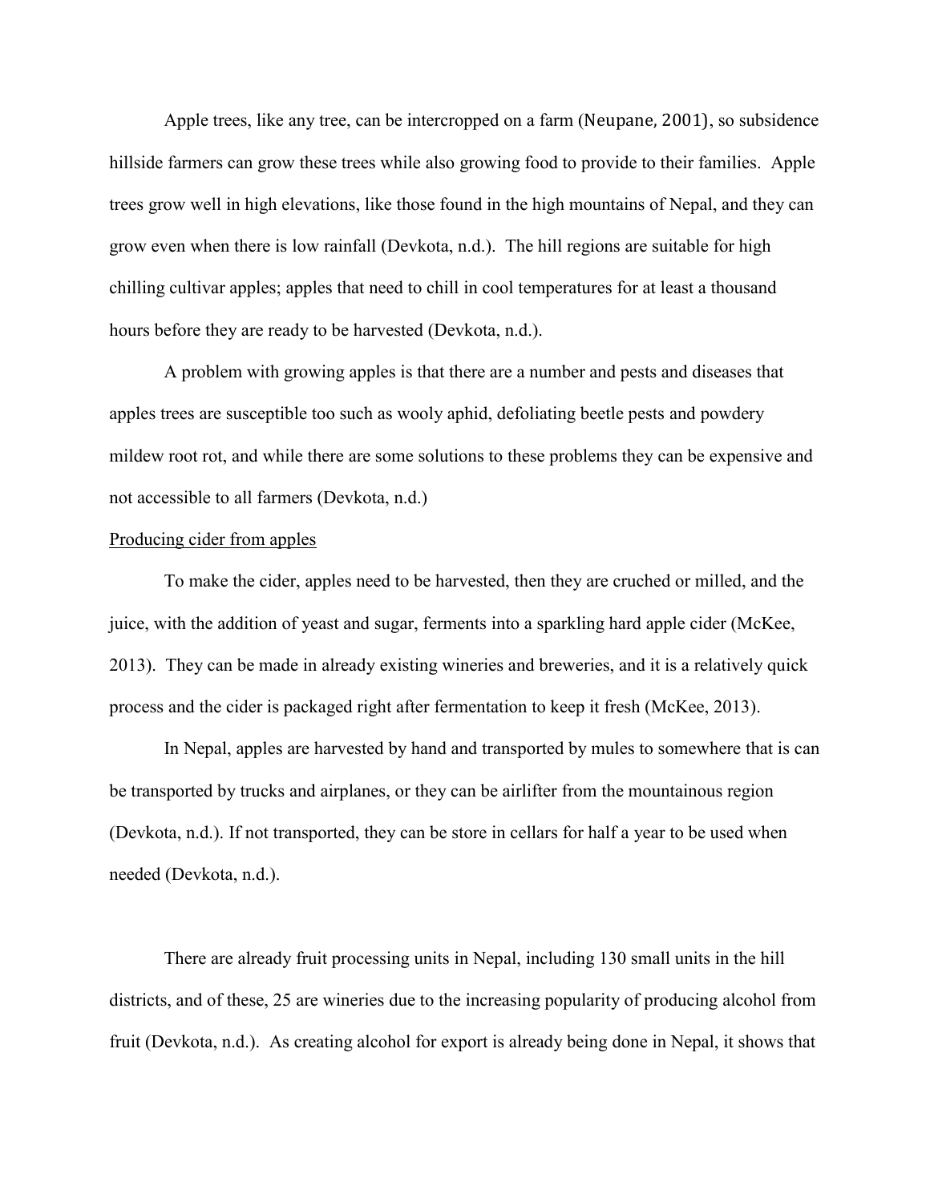Apple trees, like any tree, can be intercropped on a farm (Neupane, 2001), so subsidence hillside farmers can grow these trees while also growing food to provide to their families. Apple trees grow well in high elevations, like those found in the high mountains of Nepal, and they can grow even when there is low rainfall (Devkota, n.d.). The hill regions are suitable for high chilling cultivar apples; apples that need to chill in cool temperatures for at least a thousand hours before they are ready to be harvested (Devkota, n.d.).

A problem with growing apples is that there are a number and pests and diseases that apples trees are susceptible too such as wooly aphid, defoliating beetle pests and powdery mildew root rot, and while there are some solutions to these problems they can be expensive and not accessible to all farmers (Devkota, n.d.)

<u>Producing cider from apples</u>

To make the cider, apples need to be harvested, then they are cruched or milled, and the juice, with the addition of yeast and sugar, ferments into a sparkling hard apple cider (McKee, 2013). They can be made in already existing wineries and breweries, and it is a relatively quick process and the cider is packaged right after fermentation to keep it fresh (McKee, 2013).

In Nepal, apples are harvested by hand and transported by mules to somewhere that is can be transported by trucks and airplanes, or they can be airlifter from the mountainous region (Devkota, n.d.). If not transported, they can be store in cellars for half a year to be used when needed (Devkota, n.d.).

There are already fruit processing units in Nepal, including 130 small units in the hill districts, and of these, 25 are wineries due to the increasing popularity of producing alcohol from fruit (Devkota, n.d.). As creating alcohol for export is already being done in Nepal, it shows that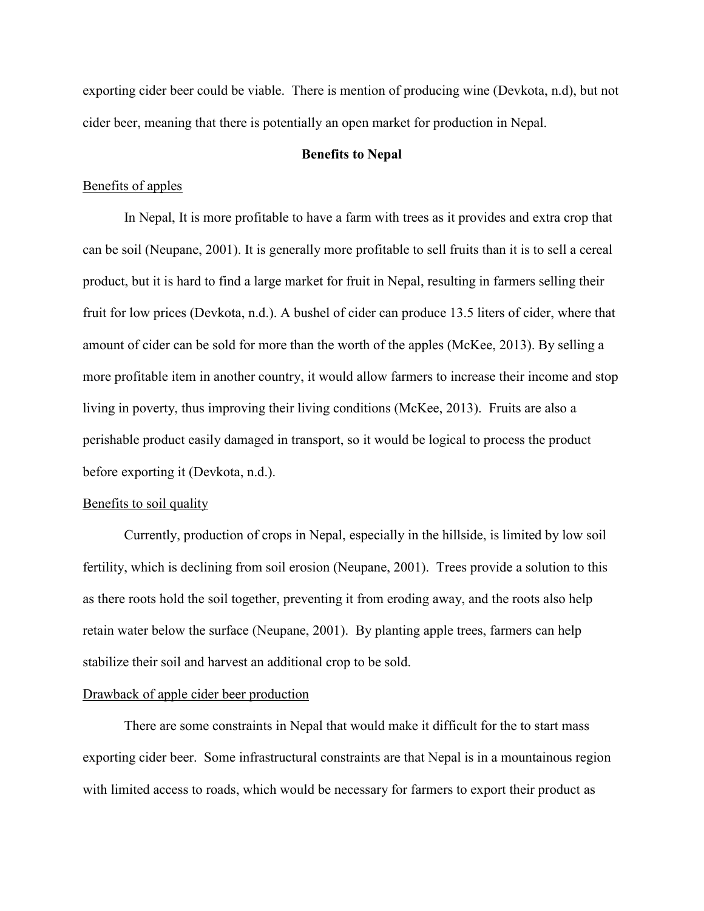exporting cider beer could be viable. There is mention of producing wine (Devkota, n.d), but not cider beer, meaning that there is potentially an open market for production in Nepal.

## Benefits to Nepal

<u>Benefits of apples</u>

In Nepal, It is more profitable to have a farm with trees as it provides and extra crop that can be soil (Neupane, 2001). It is generally more profitable to sell fruits than it is to sell a cereal product, but it is hard to find a large market for fruit in Nepal, resulting in farmers selling their fruit for low prices (Devkota, n.d.). A bushel of cider can produce 13.5 liters of cider, where that amount of cider can be sold for more than the worth of the apples (McKee, 2013). By selling a more profitable item in another country, it would allow farmers to increase their income and stop living in poverty, thus improving their living conditions (McKee, 2013). Fruits are also a perishable product easily damaged in transport, so it would be logical to process the product before exporting it (Devkota, n.d.).

<u>Benefits to soil quality</u>

Currently, production of crops in Nepal, especially in the hillside, is limited by low soil fertility, which is declining from soil erosion (Neupane, 2001). Trees provide a solution to this as there roots hold the soil together, preventing it from eroding away, and the roots also help retain water below the surface (Neupane, 2001). By planting apple trees, farmers can help stabilize their soil and harvest an additional crop to be sold.

<u>Drawback of apple cider beer production</u>

There are some constraints in Nepal that would make it difficult for the to start mass exporting cider beer. Some infrastructural constraints are that Nepal is in a mountainous region with limited access to roads, which would be necessary for farmers to export their product as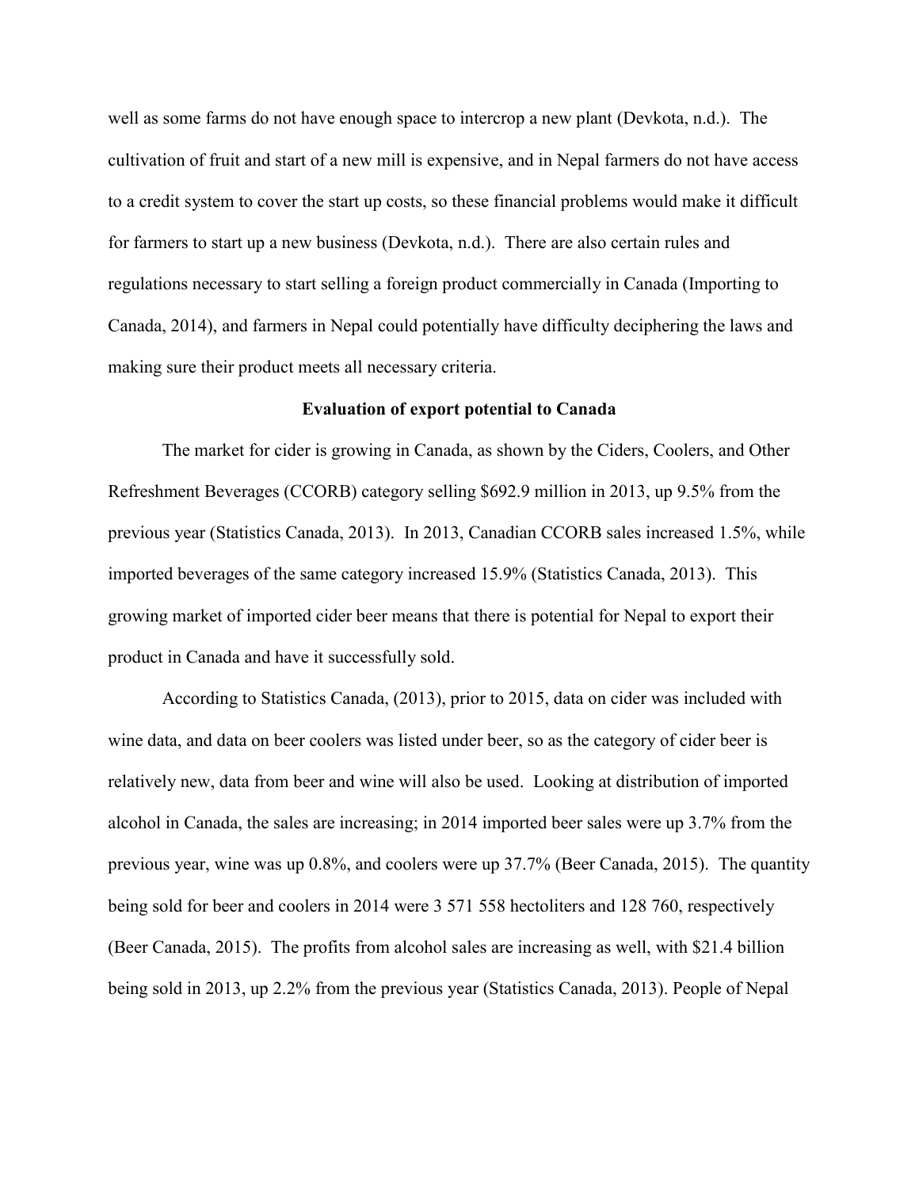well as some farms do not have enough space to intercrop a new plant (Devkota, n.d.). The cultivation of fruit and start of a new mill is expensive, and in Nepal farmers do not have access to a credit system to cover the start up costs, so these financial problems would make it difficult for farmers to start up a new business (Devkota, n.d.). There are also certain rules and regulations necessary to start selling a foreign product commercially in Canada (Importing to Canada, 2014), and farmers in Nepal could potentially have difficulty deciphering the laws and making sure their product meets all necessary criteria.

**Evaluation of export potential to Canada**

The market for cider is growing in Canada, as shown by the Ciders, Coolers, and Other Refreshment Beverages (CCORB) category selling $692.9 million in 2013, up 9.5% from the previous year (Statistics Canada, 2013). In 2013, Canadian CCORB sales increased 1.5%, while imported beverages of the same category increased 15.9% (Statistics Canada, 2013). This growing market of imported cider beer means that there is potential for Nepal to export their product in Canada and have it successfully sold.

According to Statistics Canada, (2013), prior to 2015, data on cider was included with wine data, and data on beer coolers was listed under beer, so as the category of cider beer is relatively new, data from beer and wine will also be used. Looking at distribution of imported alcohol in Canada, the sales are increasing; in 2014 imported beer sales were up 3.7% from the previous year, wine was up 0.8%, and coolers were up 37.7% (Beer Canada, 2015). The quantity being sold for beer and coolers in 2014 were 3 571 558 hectoliters and 128 760, respectively (Beer Canada, 2015). The profits from alcohol sales are increasing as well, with $21.4 billion being sold in 2013, up 2.2% from the previous year (Statistics Canada, 2013). People of Nepal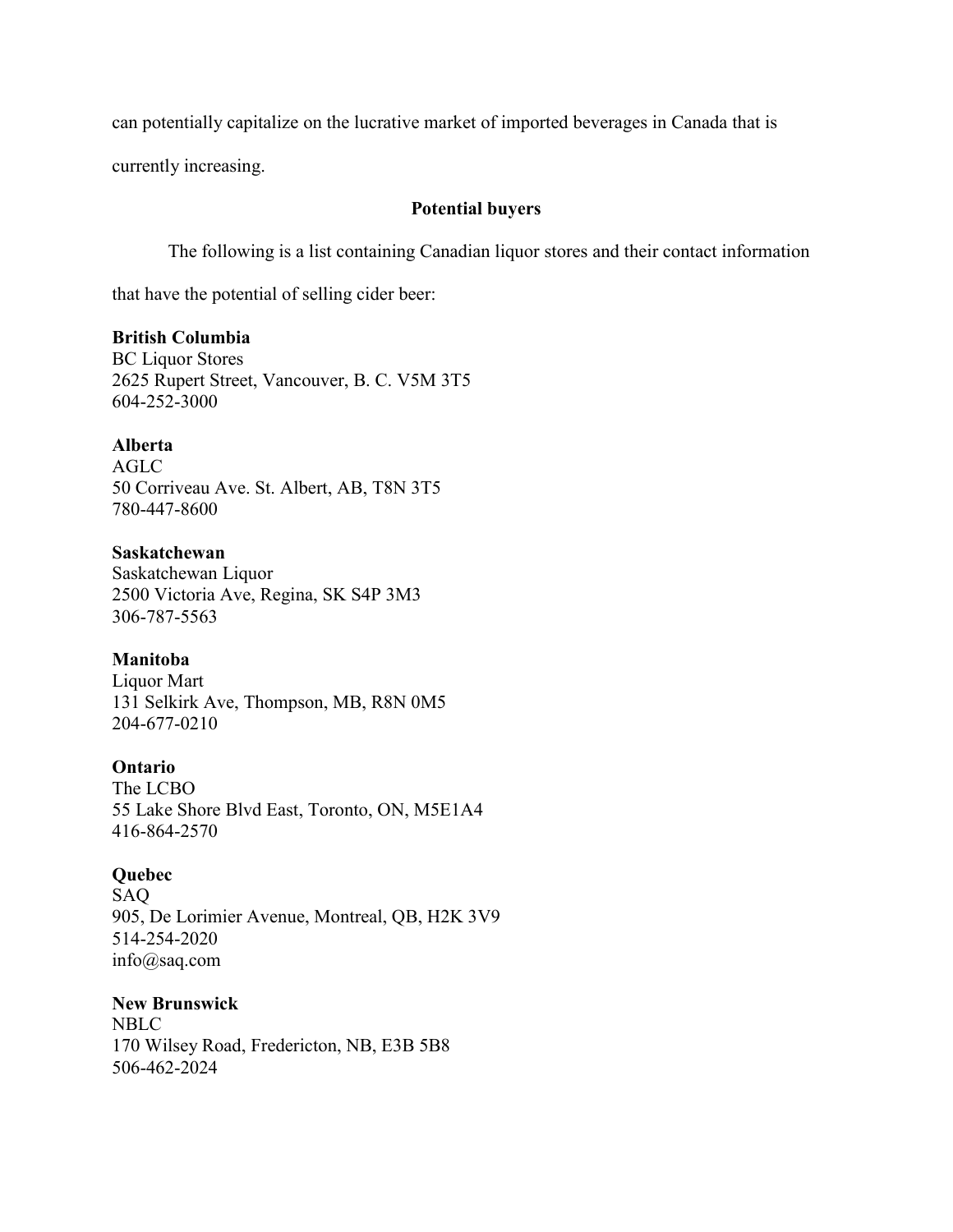can potentially capitalize on the lucrative market of imported beverages in Canada that is currently increasing.

## Potential buyers

The following is a list containing Canadian liquor stores and their contact information that have the potential of selling cider beer:

**British Columbia**
BC Liquor Stores
2625 Rupert Street, Vancouver, B. C. V5M 3T5
604-252-3000

**Alberta**
AGLC
50 Corriveau Ave. St. Albert, AB, T8N 3T5
780-447-8600

**Saskatchewan**
Saskatchewan Liquor
2500 Victoria Ave, Regina, SK S4P 3M3
306-787-5563

**Manitoba**
Liquor Mart
131 Selkirk Ave, Thompson, MB, R8N 0M5
204-677-0210

**Ontario**
The LCBO
55 Lake Shore Blvd East, Toronto, ON, M5E1A4
416-864-2570

**Quebec**
SAQ
905, De Lorimier Avenue, Montreal, QB, H2K 3V9
514-254-2020
info@saq.com

**New Brunswick**
NBLC
170 Wilsey Road, Fredericton, NB, E3B 5B8
506-462-2024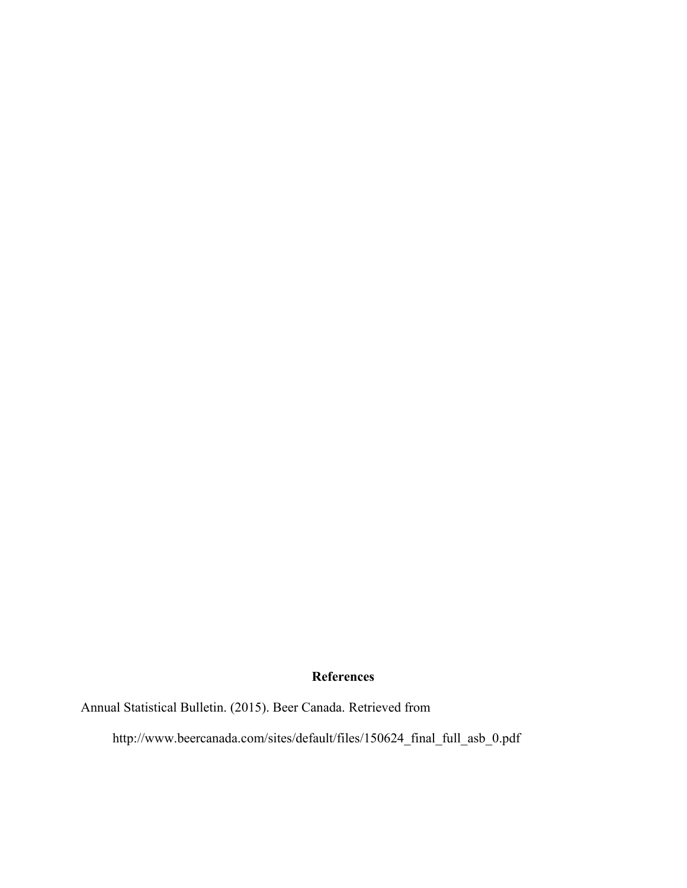## References

Annual Statistical Bulletin. (2015). Beer Canada. Retrieved from http://www.beercanada.com/sites/default/files/150624_final_full_asb_0.pdf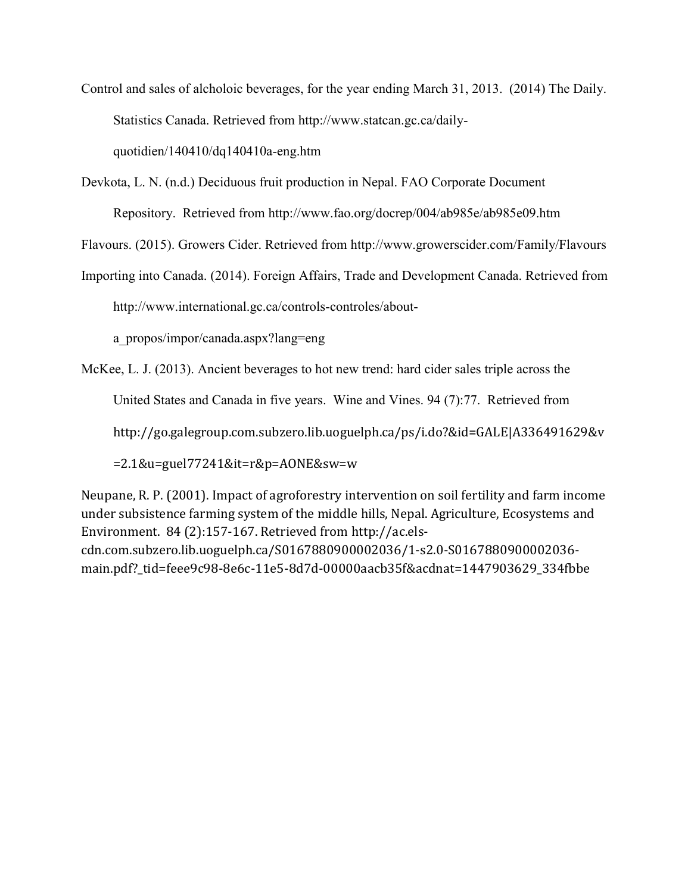Control and sales of alcholoic beverages, for the year ending March 31, 2013. (2014) The Daily. Statistics Canada. Retrieved from http://www.statcan.gc.ca/daily-quotidien/140410/dq140410a-eng.htm

Devkota, L. N. (n.d.) Deciduous fruit production in Nepal. FAO Corporate Document Repository. Retrieved from http://www.fao.org/docrep/004/ab985e/ab985e09.htm

Flavours. (2015). Growers Cider. Retrieved from http://www.growerscider.com/Family/Flavours

Importing into Canada. (2014). Foreign Affairs, Trade and Development Canada. Retrieved from http://www.international.gc.ca/controls-controles/about-a_propos/impor/canada.aspx?lang=eng

McKee, L. J. (2013). Ancient beverages to hot new trend: hard cider sales triple across the United States and Canada in five years. Wine and Vines. 94 (7):77. Retrieved from http://go.galegroup.com.subzero.lib.uoguelph.ca/ps/i.do?&id=GALE|A336491629&v=2.1&u=guel77241&it=r&p=AONE&sw=w

Neupane, R. P. (2001). Impact of agroforestry intervention on soil fertility and farm income under subsistence farming system of the middle hills, Nepal. Agriculture, Ecosystems and Environment. 84 (2):157-167. Retrieved from http://ac.els-cdn.com.subzero.lib.uoguelph.ca/S0167880900002036/1-s2.0-S0167880900002036-main.pdf?_tid=feee9c98-8e6c-11e5-8d7d-00000aacb35f&acdnat=1447903629_334fbbe